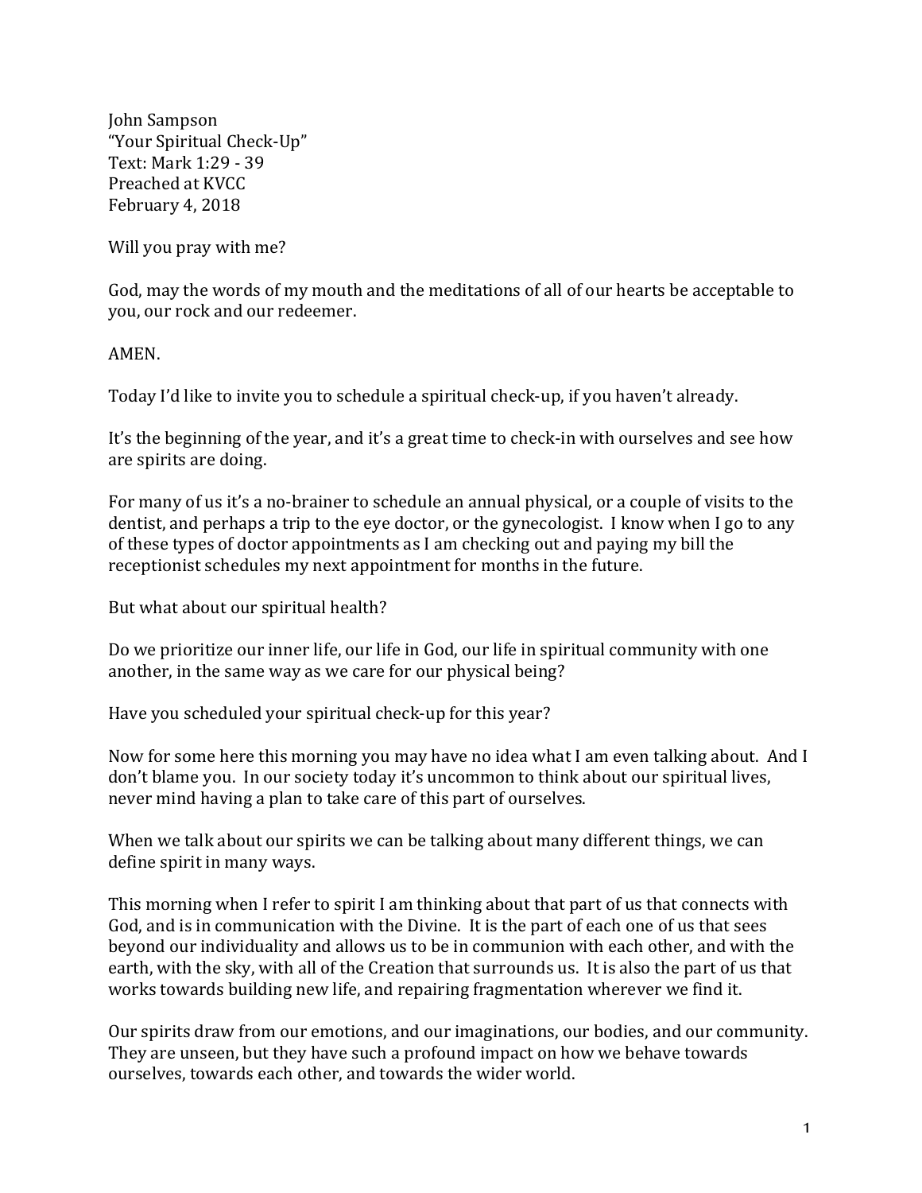John Sampson
"Your Spiritual Check-Up"
Text: Mark 1:29 - 39
Preached at KVCC
February 4, 2018

Will you pray with me?

God, may the words of my mouth and the meditations of all of our hearts be acceptable to you, our rock and our redeemer.

AMEN.

Today I'd like to invite you to schedule a spiritual check-up, if you haven't already.

It's the beginning of the year, and it's a great time to check-in with ourselves and see how are spirits are doing.

For many of us it's a no-brainer to schedule an annual physical, or a couple of visits to the dentist, and perhaps a trip to the eye doctor, or the gynecologist. I know when I go to any of these types of doctor appointments as I am checking out and paying my bill the receptionist schedules my next appointment for months in the future.

But what about our spiritual health?

Do we prioritize our inner life, our life in God, our life in spiritual community with one another, in the same way as we care for our physical being?

Have you scheduled your spiritual check-up for this year?

Now for some here this morning you may have no idea what I am even talking about. And I don't blame you. In our society today it's uncommon to think about our spiritual lives, never mind having a plan to take care of this part of ourselves.

When we talk about our spirits we can be talking about many different things, we can define spirit in many ways.

This morning when I refer to spirit I am thinking about that part of us that connects with God, and is in communication with the Divine. It is the part of each one of us that sees beyond our individuality and allows us to be in communion with each other, and with the earth, with the sky, with all of the Creation that surrounds us. It is also the part of us that works towards building new life, and repairing fragmentation wherever we find it.

Our spirits draw from our emotions, and our imaginations, our bodies, and our community. They are unseen, but they have such a profound impact on how we behave towards ourselves, towards each other, and towards the wider world.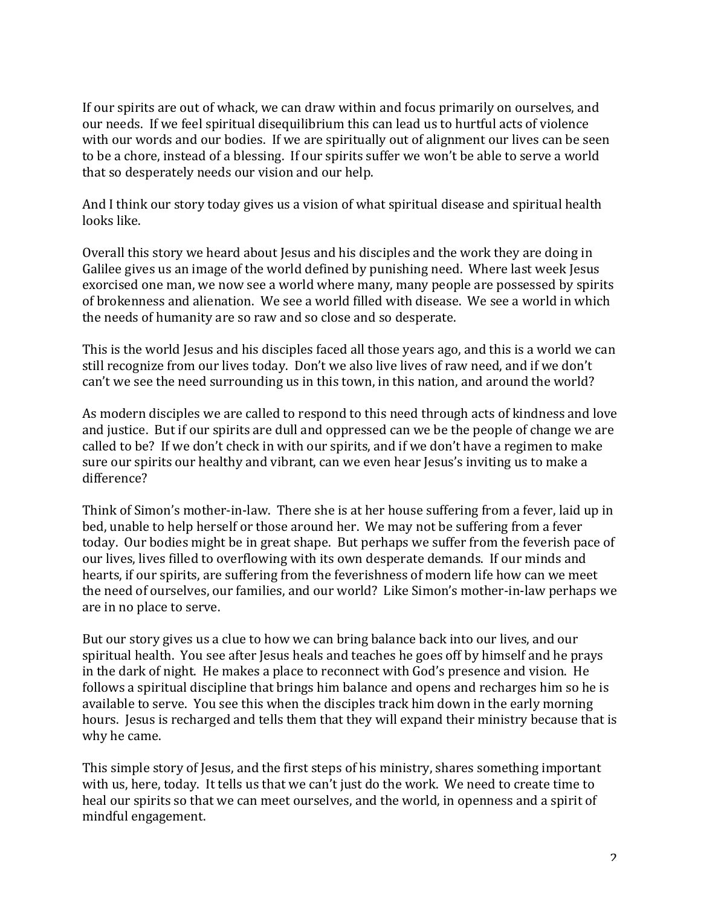If our spirits are out of whack, we can draw within and focus primarily on ourselves, and our needs. If we feel spiritual disequilibrium this can lead us to hurtful acts of violence with our words and our bodies. If we are spiritually out of alignment our lives can be seen to be a chore, instead of a blessing. If our spirits suffer we won't be able to serve a world that so desperately needs our vision and our help.

And I think our story today gives us a vision of what spiritual disease and spiritual health looks like.

Overall this story we heard about Jesus and his disciples and the work they are doing in Galilee gives us an image of the world defined by punishing need. Where last week Jesus exorcised one man, we now see a world where many, many people are possessed by spirits of brokenness and alienation. We see a world filled with disease. We see a world in which the needs of humanity are so raw and so close and so desperate.

This is the world Jesus and his disciples faced all those years ago, and this is a world we can still recognize from our lives today. Don't we also live lives of raw need, and if we don't can't we see the need surrounding us in this town, in this nation, and around the world?

As modern disciples we are called to respond to this need through acts of kindness and love and justice. But if our spirits are dull and oppressed can we be the people of change we are called to be? If we don't check in with our spirits, and if we don't have a regimen to make sure our spirits our healthy and vibrant, can we even hear Jesus's inviting us to make a difference?

Think of Simon's mother-in-law. There she is at her house suffering from a fever, laid up in bed, unable to help herself or those around her. We may not be suffering from a fever today. Our bodies might be in great shape. But perhaps we suffer from the feverish pace of our lives, lives filled to overflowing with its own desperate demands. If our minds and hearts, if our spirits, are suffering from the feverishness of modern life how can we meet the need of ourselves, our families, and our world? Like Simon's mother-in-law perhaps we are in no place to serve.

But our story gives us a clue to how we can bring balance back into our lives, and our spiritual health. You see after Jesus heals and teaches he goes off by himself and he prays in the dark of night. He makes a place to reconnect with God's presence and vision. He follows a spiritual discipline that brings him balance and opens and recharges him so he is available to serve. You see this when the disciples track him down in the early morning hours. Jesus is recharged and tells them that they will expand their ministry because that is why he came.

This simple story of Jesus, and the first steps of his ministry, shares something important with us, here, today. It tells us that we can't just do the work. We need to create time to heal our spirits so that we can meet ourselves, and the world, in openness and a spirit of mindful engagement.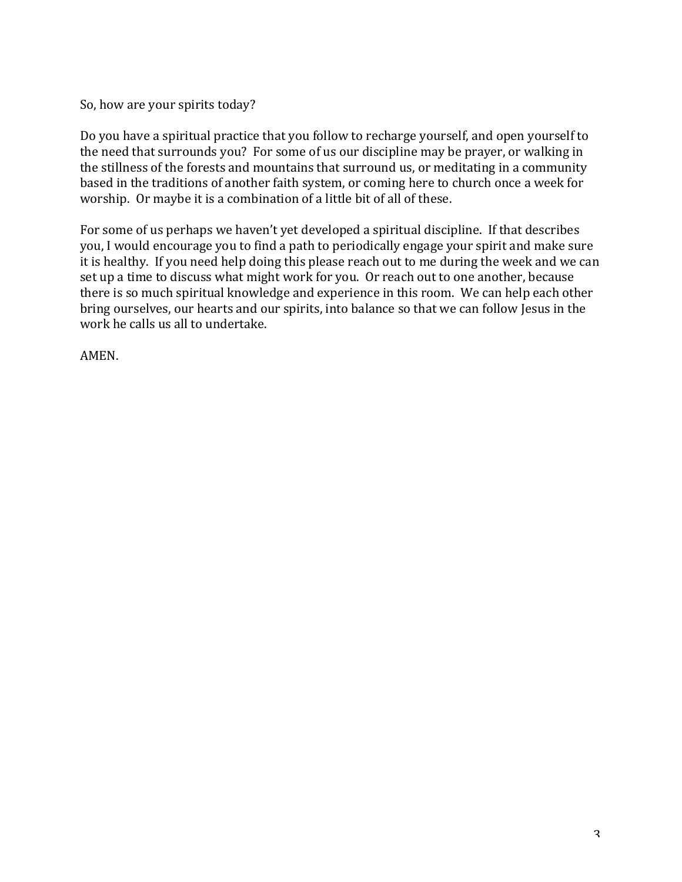So, how are your spirits today?

Do you have a spiritual practice that you follow to recharge yourself, and open yourself to the need that surrounds you? For some of us our discipline may be prayer, or walking in the stillness of the forests and mountains that surround us, or meditating in a community based in the traditions of another faith system, or coming here to church once a week for worship. Or maybe it is a combination of a little bit of all of these.

For some of us perhaps we haven't yet developed a spiritual discipline. If that describes you, I would encourage you to find a path to periodically engage your spirit and make sure it is healthy. If you need help doing this please reach out to me during the week and we can set up a time to discuss what might work for you. Or reach out to one another, because there is so much spiritual knowledge and experience in this room. We can help each other bring ourselves, our hearts and our spirits, into balance so that we can follow Jesus in the work he calls us all to undertake.

AMEN.